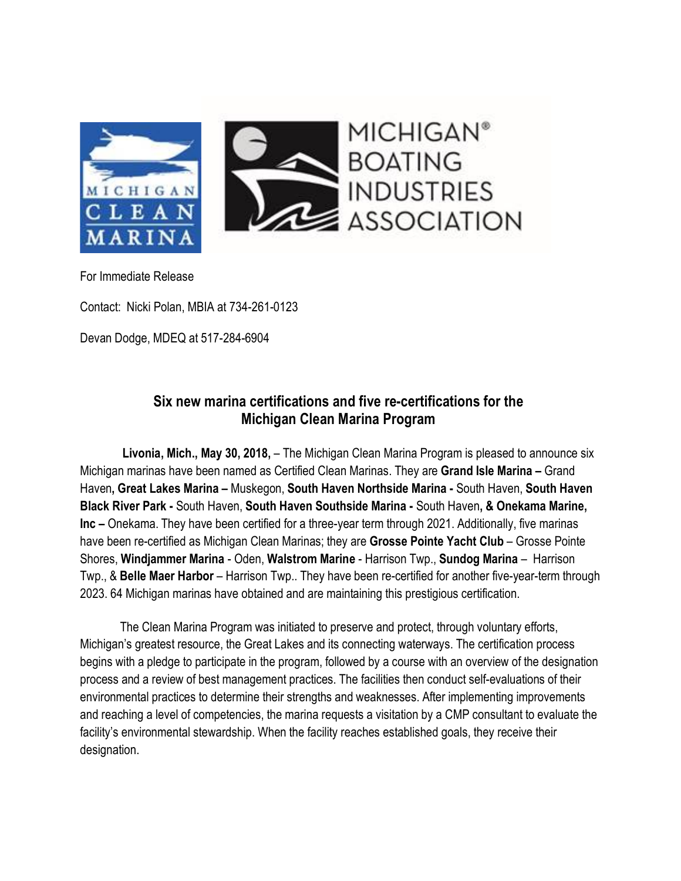For Immediate Release

Contact: Nicki Polan, MBIA at 734-261-0123

Devan Dodge, MDEQ at 517-284-6904

## Six new marina certifications and five re-certifications for the Michigan Clean Marina Program

**Livonia, Mich., May 30, 2018,** – The Michigan Clean Marina Program is pleased to announce six Michigan marinas have been named as Certified Clean Marinas. They are **Grand Isle Marina –** Grand Haven**, Great Lakes Marina –** Muskegon, **South Haven Northside Marina -** South Haven, **South Haven Black River Park -** South Haven, **South Haven Southside Marina -** South Haven**, & Onekama Marine, Inc –** Onekama. They have been certified for a three-year term through 2021. Additionally, five marinas have been re-certified as Michigan Clean Marinas; they are **Grosse Pointe Yacht Club** – Grosse Pointe Shores, **Windjammer Marina** - Oden, **Walstrom Marine** - Harrison Twp., **Sundog Marina** – Harrison Twp., & **Belle Maer Harbor** – Harrison Twp.. They have been re-certified for another five-year-term through 2023. 64 Michigan marinas have obtained and are maintaining this prestigious certification.

The Clean Marina Program was initiated to preserve and protect, through voluntary efforts, Michigan's greatest resource, the Great Lakes and its connecting waterways. The certification process begins with a pledge to participate in the program, followed by a course with an overview of the designation process and a review of best management practices. The facilities then conduct self-evaluations of their environmental practices to determine their strengths and weaknesses. After implementing improvements and reaching a level of competencies, the marina requests a visitation by a CMP consultant to evaluate the facility's environmental stewardship. When the facility reaches established goals, they receive their designation.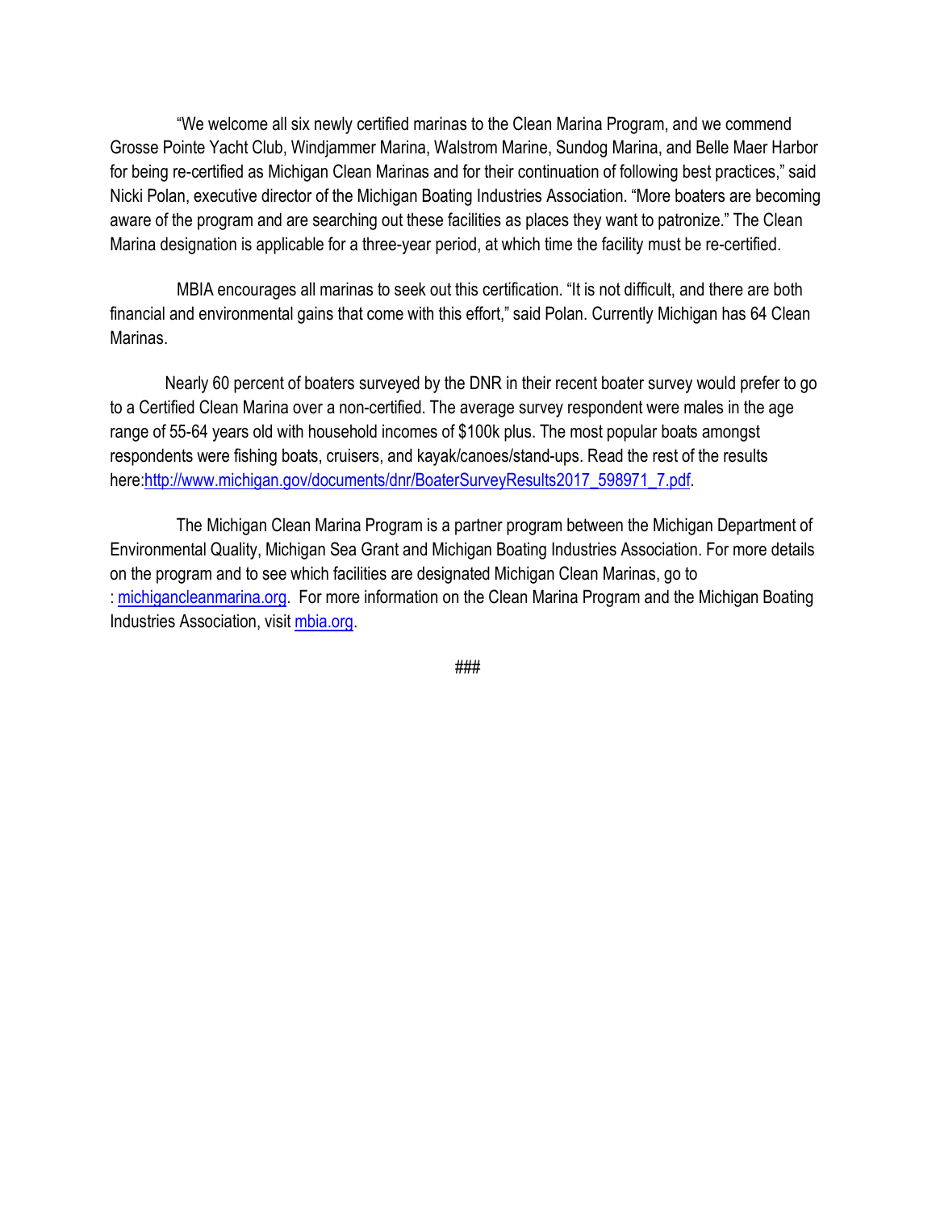"We welcome all six newly certified marinas to the Clean Marina Program, and we commend Grosse Pointe Yacht Club, Windjammer Marina, Walstrom Marine, Sundog Marina, and Belle Maer Harbor for being re-certified as Michigan Clean Marinas and for their continuation of following best practices," said Nicki Polan, executive director of the Michigan Boating Industries Association. "More boaters are becoming aware of the program and are searching out these facilities as places they want to patronize." The Clean Marina designation is applicable for a three-year period, at which time the facility must be re-certified.

MBIA encourages all marinas to seek out this certification. "It is not difficult, and there are both financial and environmental gains that come with this effort," said Polan. Currently Michigan has 64 Clean Marinas.

Nearly 60 percent of boaters surveyed by the DNR in their recent boater survey would prefer to go to a Certified Clean Marina over a non-certified. The average survey respondent were males in the age range of 55-64 years old with household incomes of $100k plus. The most popular boats amongst respondents were fishing boats, cruisers, and kayak/canoes/stand-ups. Read the rest of the results here:http://www.michigan.gov/documents/dnr/BoaterSurveyResults2017_598971_7.pdf.

The Michigan Clean Marina Program is a partner program between the Michigan Department of Environmental Quality, Michigan Sea Grant and Michigan Boating Industries Association. For more details on the program and to see which facilities are designated Michigan Clean Marinas, go to : michigancleanmarina.org. For more information on the Clean Marina Program and the Michigan Boating Industries Association, visit mbia.org.

###